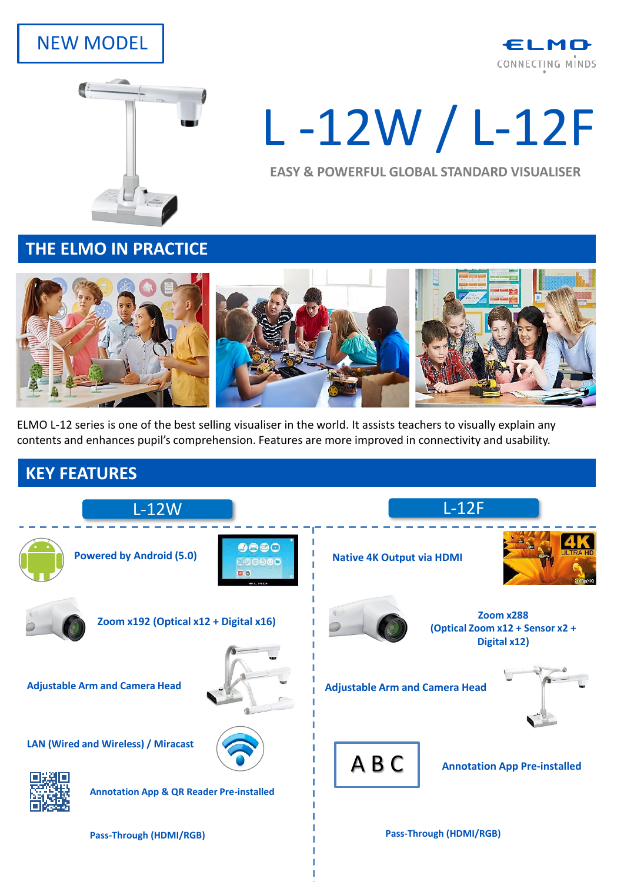NEW MODEL

ELMO
CONNECTING MINDS

# L -12W / L-12F

**EASY & POWERFUL GLOBAL STANDARD VISUALISER**

## THE ELMO IN PRACTICE

ELMO L-12 series is one of the best selling visualiser in the world. It assists teachers to visually explain any contents and enhances pupil's comprehension. Features are more improved in connectivity and usability.

## KEY FEATURES

### L-12W

- **Powered by Android (5.0)**
- **Zoom x192 (Optical x12 + Digital x16)**
- **Adjustable Arm and Camera Head**
- **LAN (Wired and Wireless) / Miracast**
- **Annotation App & QR Reader Pre-installed**
- **Pass-Through (HDMI/RGB)**

### L-12F

- **Native 4K Output via HDMI**
- **Zoom x288 (Optical Zoom x12 + Sensor x2 + Digital x12)**
- **Adjustable Arm and Camera Head**
- **Annotation App Pre-installed**
- **Pass-Through (HDMI/RGB)**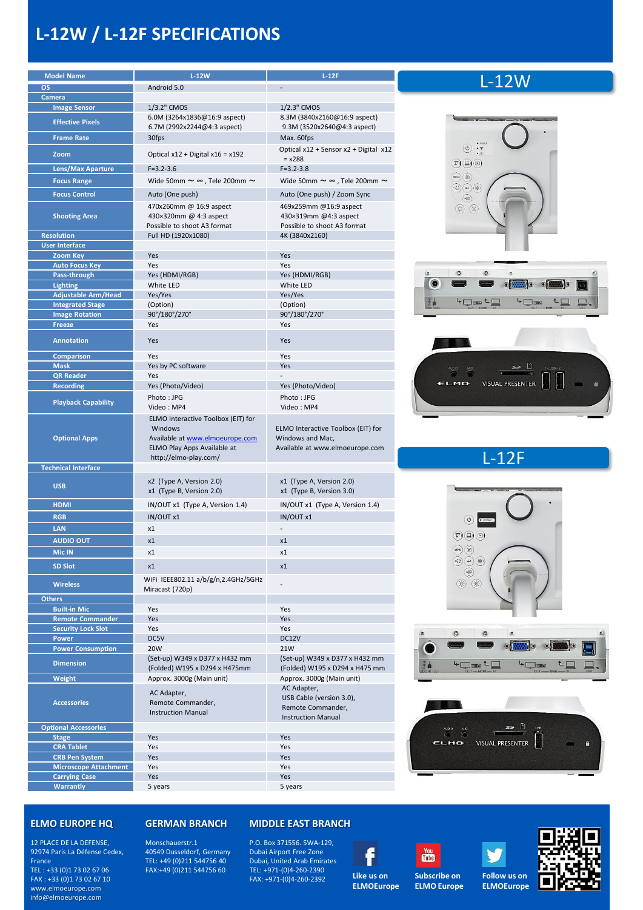# L-12W / L-12F SPECIFICATIONS

| Model Name | L-12W | L-12F |
|---|---|---|
| OS | Android 5.0 | - |
| **Camera** | | |
| Image Sensor | 1/3.2" CMOS | 1/2.3" CMOS |
| Effective Pixels | 6.0M (3264x1836@16:9 aspect)<br>6.7M (2992x2244@4:3 aspect) | 8.3M (3840x2160@16:9 aspect)<br>9.3M (3520x2640@4:3 aspect) |
| Frame Rate | 30fps | Max. 60fps |
| Zoom | Optical x12 + Digital x16 = x192 | Optical x12 + Sensor x2 + Digital x12 = x288 |
| Lens/Max Aparture | F=3.2-3.6 | F=3.2-3.8 |
| Focus Range | Wide 50mm ～ ∞ , Tele 200mm ～ | Wide 50mm ～ ∞ , Tele 200mm ～ |
| Focus Control | Auto (One push) | Auto (One push) / Zoom Sync |
| Shooting Area | 470x260mm @ 16:9 aspect<br>430x320mm @ 4:3 aspect<br>Possible to shoot A3 format | 469x259mm @16:9 aspect<br>430x319mm @4:3 aspect<br>Possible to shoot A3 format |
| Resolution | Full HD (1920x1080) | 4K (3840x2160) |
| **User Interface** | | |
| Zoom Key | Yes | Yes |
| Auto Focus Key | Yes | Yes |
| Pass-through | Yes (HDMI/RGB) | Yes (HDMI/RGB) |
| Lighting | White LED | White LED |
| Adjustable Arm/Head | Yes/Yes | Yes/Yes |
| Integrated Stage | (Option) | (Option) |
| Image Rotation | 90°/180°/270° | 90°/180°/270° |
| Freeze | Yes | Yes |
| Annotation | Yes | Yes |
| Comparison | Yes | Yes |
| Mask | Yes by PC software | Yes |
| QR Reader | Yes | - |
| Recording | Yes (Photo/Video) | Yes (Photo/Video) |
| Playback Capability | Photo : JPG<br>Video : MP4 | Photo : JPG<br>Video : MP4 |
| Optional Apps | ELMO Interactive Toolbox (EIT) for Windows<br>Available at www.elmoeurope.com<br>ELMO Play Apps Available at http://elmo-play.com/ | ELMO Interactive Toolbox (EIT) for Windows and Mac,<br>Available at www.elmoeurope.com |
| **Technical Interface** | | |
| USB | x2 (Type A, Version 2.0)<br>x1 (Type B, Version 2.0) | x1 (Type A, Version 2.0)<br>x1 (Type B, Version 3.0) |
| HDMI | IN/OUT x1 (Type A, Version 1.4) | IN/OUT x1 (Type A, Version 1.4) |
| RGB | IN/OUT x1 | IN/OUT x1 |
| LAN | x1 | - |
| AUDIO OUT | x1 | x1 |
| Mic IN | x1 | x1 |
| SD Slot | x1 | x1 |
| Wireless | WiFi IEEE802.11 a/b/g/n,2.4GHz/5GHz<br>Miracast (720p) | - |
| **Others** | | |
| Built-in Mic | Yes | Yes |
| Remote Commander | Yes | Yes |
| Security Lock Slot | Yes | Yes |
| Power | DC5V | DC12V |
| Power Consumption | 20W | 21W |
| Dimension | (Set-up) W349 x D377 x H432 mm<br>(Folded) W195 x D294 x H475mm | (Set-up) W349 x D377 x H432 mm<br>(Folded) W195 x D294 x H475 mm |
| Weight | Approx. 3000g (Main unit) | Approx. 3000g (Main unit) |
| Accessories | AC Adapter,<br>Remote Commander,<br>Instruction Manual | AC Adapter,<br>USB Cable (version 3.0),<br>Remote Commander,<br>Instruction Manual |
| **Optional Accessories** | | |
| Stage | Yes | Yes |
| CRA Tablet | Yes | Yes |
| CRB Pen System | Yes | Yes |
| Microscope Attachment | Yes | Yes |
| Carrying Case | Yes | Yes |
| Warrantly | 5 years | 5 years |

## L-12W

## L-12F

### ELMO EUROPE HQ

12 PLACE DE LA DEFENSE,
92974 Paris La Défense Cedex,
France
TEL : +33 (0)1 73 02 67 06
FAX : +33 (0)1 73 02 67 10
www.elmoeurope.com
info@elmoeurope.com

### GERMAN BRANCH

Monschauerstr.1
40549 Dusseldorf, Germany
TEL: +49 (0)211 544756 40
FAX:+49 (0)211 544756 60

### MIDDLE EAST BRANCH

P.O. Box 371556. 5WA-129,
Dubai Airport Free Zone
Dubai, United Arab Emirates
TEL: +971-(0)4-260-2390
FAX: +971-(0)4-260-2392

Like us on ELMOEurope

Subscribe on ELMO Europe

Follow us on ELMOEurope